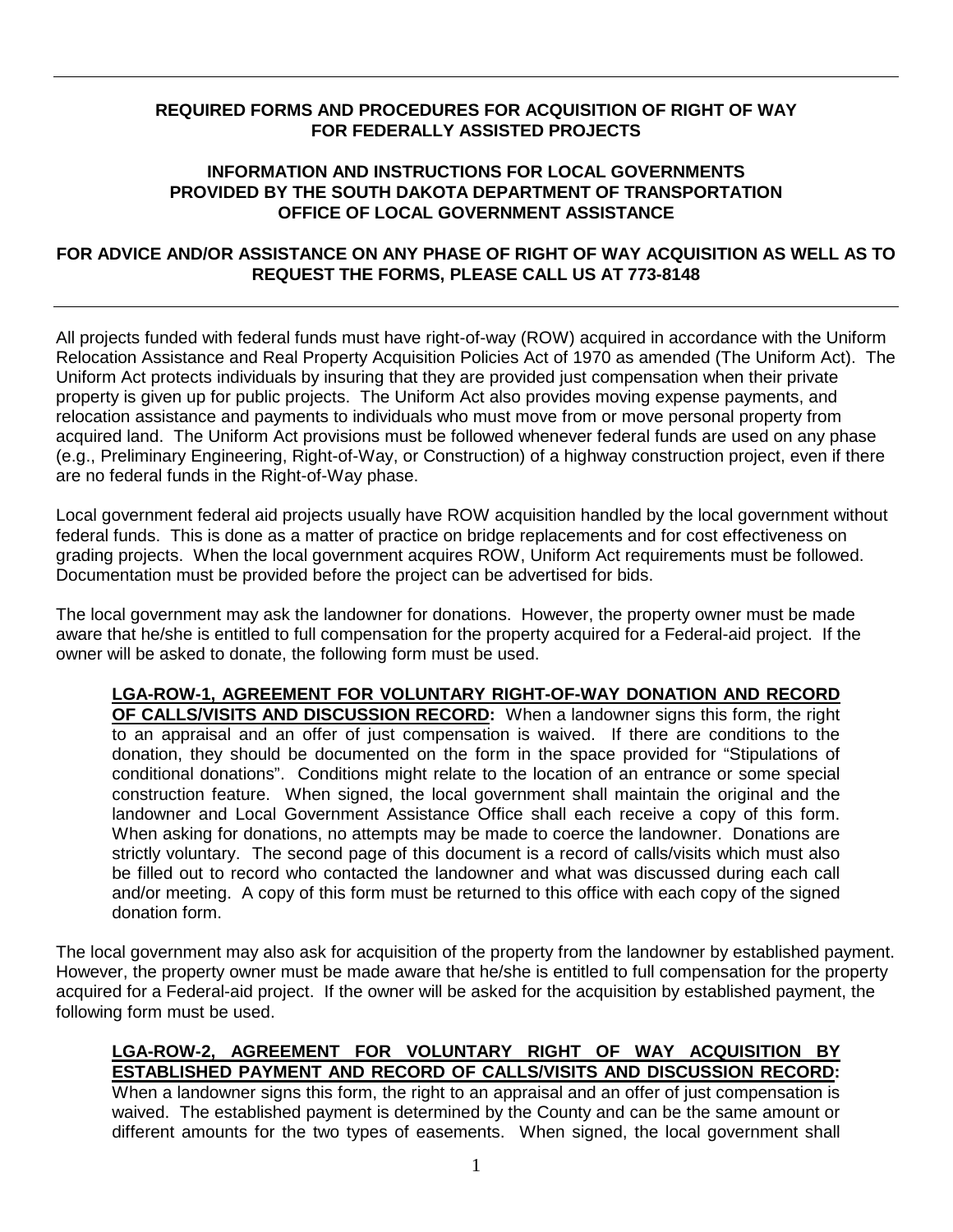**REQUIRED FORMS AND PROCEDURES FOR ACQUISITION OF RIGHT OF WAY FOR FEDERALLY ASSISTED PROJECTS**

**INFORMATION AND INSTRUCTIONS FOR LOCAL GOVERNMENTS PROVIDED BY THE SOUTH DAKOTA DEPARTMENT OF TRANSPORTATION OFFICE OF LOCAL GOVERNMENT ASSISTANCE**

**FOR ADVICE AND/OR ASSISTANCE ON ANY PHASE OF RIGHT OF WAY ACQUISITION AS WELL AS TO REQUEST THE FORMS, PLEASE CALL US AT 773-8148**

---

All projects funded with federal funds must have right-of-way (ROW) acquired in accordance with the Uniform Relocation Assistance and Real Property Acquisition Policies Act of 1970 as amended (The Uniform Act). The Uniform Act protects individuals by insuring that they are provided just compensation when their private property is given up for public projects. The Uniform Act also provides moving expense payments, and relocation assistance and payments to individuals who must move from or move personal property from acquired land. The Uniform Act provisions must be followed whenever federal funds are used on any phase (e.g., Preliminary Engineering, Right-of-Way, or Construction) of a highway construction project, even if there are no federal funds in the Right-of-Way phase.

Local government federal aid projects usually have ROW acquisition handled by the local government without federal funds. This is done as a matter of practice on bridge replacements and for cost effectiveness on grading projects. When the local government acquires ROW, Uniform Act requirements must be followed. Documentation must be provided before the project can be advertised for bids.

The local government may ask the landowner for donations. However, the property owner must be made aware that he/she is entitled to full compensation for the property acquired for a Federal-aid project. If the owner will be asked to donate, the following form must be used.

> **<u>LGA-ROW-1, AGREEMENT FOR VOLUNTARY RIGHT-OF-WAY DONATION AND RECORD OF CALLS/VISITS AND DISCUSSION RECORD</u>:** When a landowner signs this form, the right to an appraisal and an offer of just compensation is waived. If there are conditions to the donation, they should be documented on the form in the space provided for "Stipulations of conditional donations". Conditions might relate to the location of an entrance or some special construction feature. When signed, the local government shall maintain the original and the landowner and Local Government Assistance Office shall each receive a copy of this form. When asking for donations, no attempts may be made to coerce the landowner. Donations are strictly voluntary. The second page of this document is a record of calls/visits which must also be filled out to record who contacted the landowner and what was discussed during each call and/or meeting. A copy of this form must be returned to this office with each copy of the signed donation form.

The local government may also ask for acquisition of the property from the landowner by established payment. However, the property owner must be made aware that he/she is entitled to full compensation for the property acquired for a Federal-aid project. If the owner will be asked for the acquisition by established payment, the following form must be used.

> **<u>LGA-ROW-2, AGREEMENT FOR VOLUNTARY RIGHT OF WAY ACQUISITION BY ESTABLISHED PAYMENT AND RECORD OF CALLS/VISITS AND DISCUSSION RECORD</u>:** When a landowner signs this form, the right to an appraisal and an offer of just compensation is waived. The established payment is determined by the County and can be the same amount or different amounts for the two types of easements. When signed, the local government shall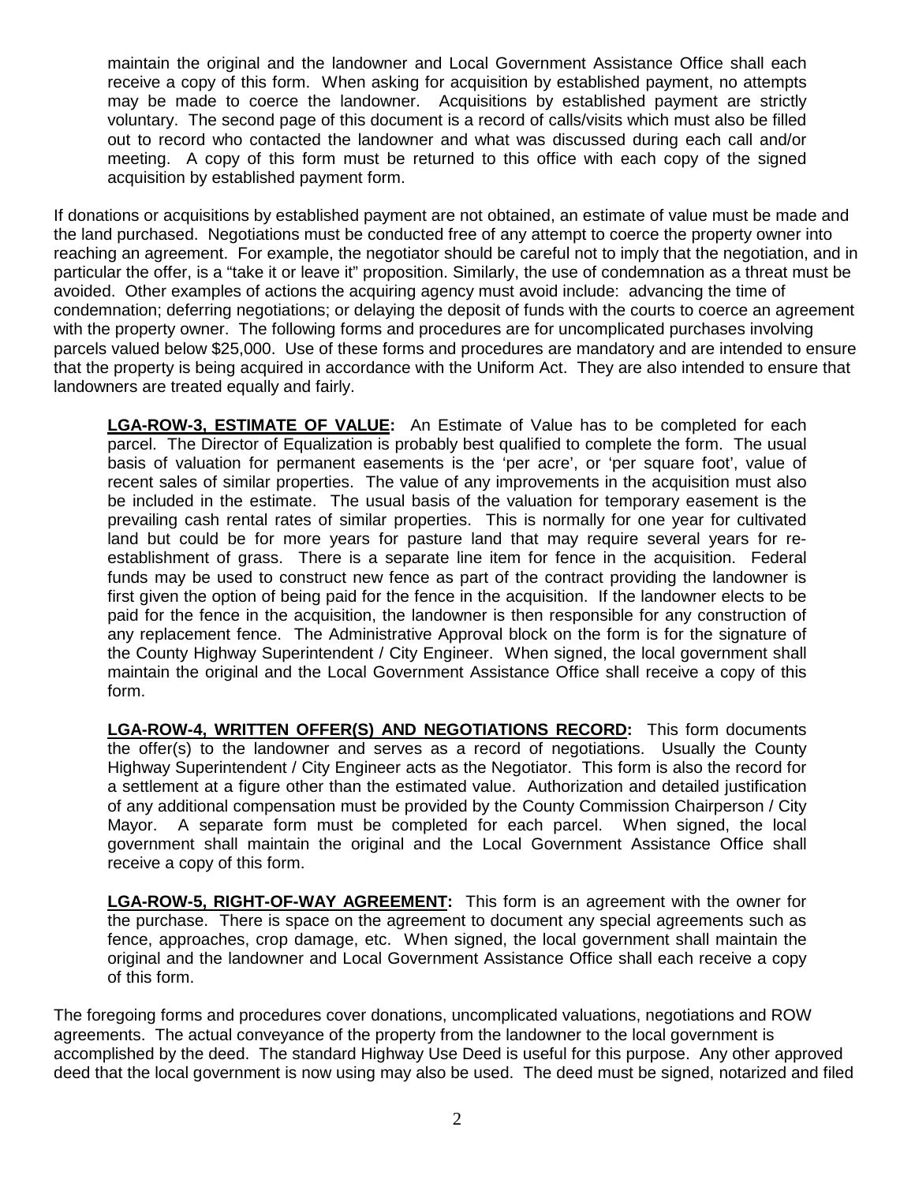maintain the original and the landowner and Local Government Assistance Office shall each receive a copy of this form. When asking for acquisition by established payment, no attempts may be made to coerce the landowner. Acquisitions by established payment are strictly voluntary. The second page of this document is a record of calls/visits which must also be filled out to record who contacted the landowner and what was discussed during each call and/or meeting. A copy of this form must be returned to this office with each copy of the signed acquisition by established payment form.

If donations or acquisitions by established payment are not obtained, an estimate of value must be made and the land purchased. Negotiations must be conducted free of any attempt to coerce the property owner into reaching an agreement. For example, the negotiator should be careful not to imply that the negotiation, and in particular the offer, is a "take it or leave it" proposition. Similarly, the use of condemnation as a threat must be avoided. Other examples of actions the acquiring agency must avoid include: advancing the time of condemnation; deferring negotiations; or delaying the deposit of funds with the courts to coerce an agreement with the property owner. The following forms and procedures are for uncomplicated purchases involving parcels valued below $25,000. Use of these forms and procedures are mandatory and are intended to ensure that the property is being acquired in accordance with the Uniform Act. They are also intended to ensure that landowners are treated equally and fairly.

**LGA-ROW-3, ESTIMATE OF VALUE:** An Estimate of Value has to be completed for each parcel. The Director of Equalization is probably best qualified to complete the form. The usual basis of valuation for permanent easements is the 'per acre', or 'per square foot', value of recent sales of similar properties. The value of any improvements in the acquisition must also be included in the estimate. The usual basis of the valuation for temporary easement is the prevailing cash rental rates of similar properties. This is normally for one year for cultivated land but could be for more years for pasture land that may require several years for re-establishment of grass. There is a separate line item for fence in the acquisition. Federal funds may be used to construct new fence as part of the contract providing the landowner is first given the option of being paid for the fence in the acquisition. If the landowner elects to be paid for the fence in the acquisition, the landowner is then responsible for any construction of any replacement fence. The Administrative Approval block on the form is for the signature of the County Highway Superintendent / City Engineer. When signed, the local government shall maintain the original and the Local Government Assistance Office shall receive a copy of this form.

**LGA-ROW-4, WRITTEN OFFER(S) AND NEGOTIATIONS RECORD:** This form documents the offer(s) to the landowner and serves as a record of negotiations. Usually the County Highway Superintendent / City Engineer acts as the Negotiator. This form is also the record for a settlement at a figure other than the estimated value. Authorization and detailed justification of any additional compensation must be provided by the County Commission Chairperson / City Mayor. A separate form must be completed for each parcel. When signed, the local government shall maintain the original and the Local Government Assistance Office shall receive a copy of this form.

**LGA-ROW-5, RIGHT-OF-WAY AGREEMENT:** This form is an agreement with the owner for the purchase. There is space on the agreement to document any special agreements such as fence, approaches, crop damage, etc. When signed, the local government shall maintain the original and the landowner and Local Government Assistance Office shall each receive a copy of this form.

The foregoing forms and procedures cover donations, uncomplicated valuations, negotiations and ROW agreements. The actual conveyance of the property from the landowner to the local government is accomplished by the deed. The standard Highway Use Deed is useful for this purpose. Any other approved deed that the local government is now using may also be used. The deed must be signed, notarized and filed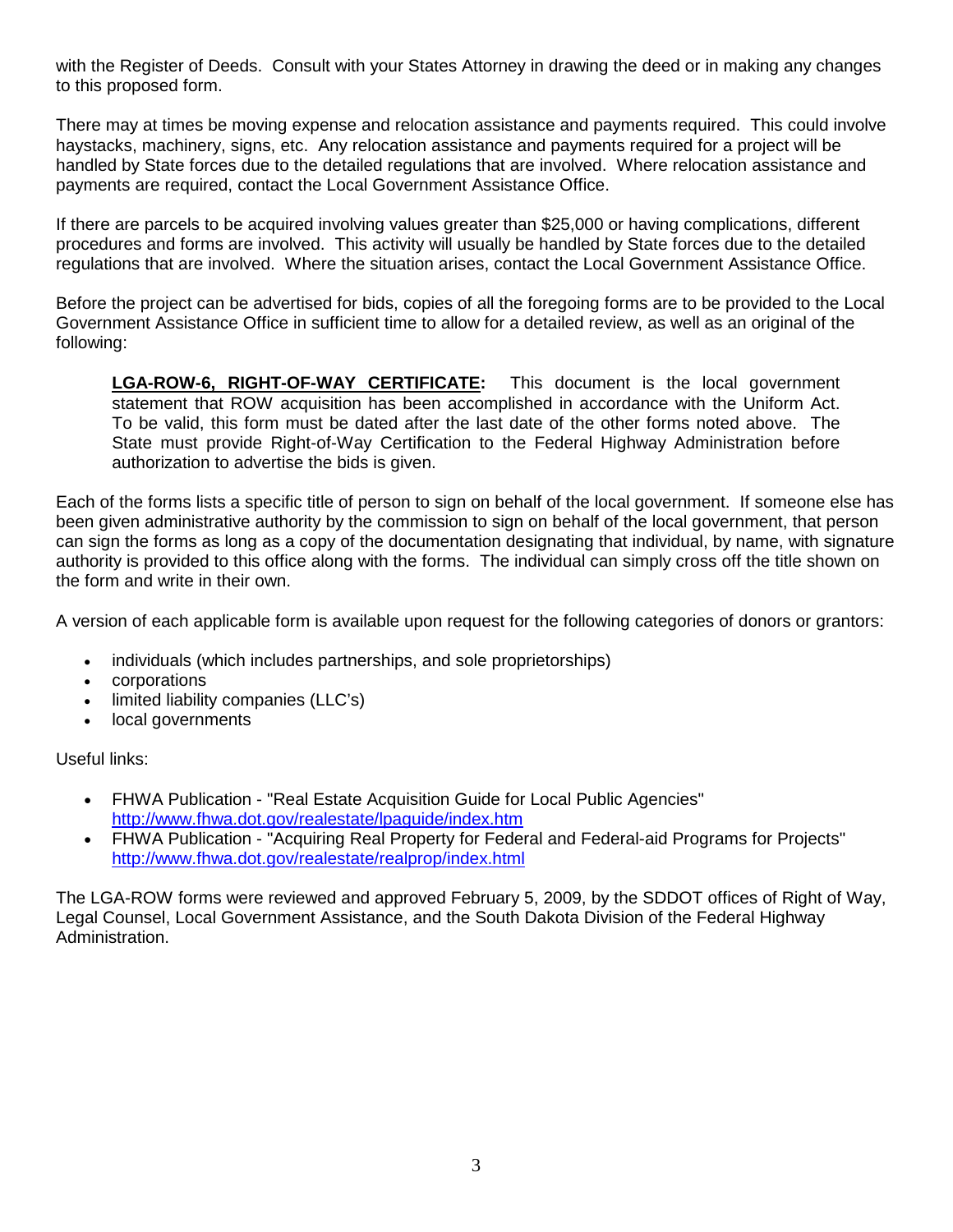with the Register of Deeds. Consult with your States Attorney in drawing the deed or in making any changes to this proposed form.

There may at times be moving expense and relocation assistance and payments required. This could involve haystacks, machinery, signs, etc. Any relocation assistance and payments required for a project will be handled by State forces due to the detailed regulations that are involved. Where relocation assistance and payments are required, contact the Local Government Assistance Office.

If there are parcels to be acquired involving values greater than $25,000 or having complications, different procedures and forms are involved. This activity will usually be handled by State forces due to the detailed regulations that are involved. Where the situation arises, contact the Local Government Assistance Office.

Before the project can be advertised for bids, copies of all the foregoing forms are to be provided to the Local Government Assistance Office in sufficient time to allow for a detailed review, as well as an original of the following:

> **LGA-ROW-6, RIGHT-OF-WAY CERTIFICATE:** This document is the local government statement that ROW acquisition has been accomplished in accordance with the Uniform Act. To be valid, this form must be dated after the last date of the other forms noted above. The State must provide Right-of-Way Certification to the Federal Highway Administration before authorization to advertise the bids is given.

Each of the forms lists a specific title of person to sign on behalf of the local government. If someone else has been given administrative authority by the commission to sign on behalf of the local government, that person can sign the forms as long as a copy of the documentation designating that individual, by name, with signature authority is provided to this office along with the forms. The individual can simply cross off the title shown on the form and write in their own.

A version of each applicable form is available upon request for the following categories of donors or grantors:

- individuals (which includes partnerships, and sole proprietorships)
- corporations
- limited liability companies (LLC's)
- local governments

Useful links:

- FHWA Publication - "Real Estate Acquisition Guide for Local Public Agencies" http://www.fhwa.dot.gov/realestate/lpaguide/index.htm
- FHWA Publication - "Acquiring Real Property for Federal and Federal-aid Programs for Projects" http://www.fhwa.dot.gov/realestate/realprop/index.html

The LGA-ROW forms were reviewed and approved February 5, 2009, by the SDDOT offices of Right of Way, Legal Counsel, Local Government Assistance, and the South Dakota Division of the Federal Highway Administration.